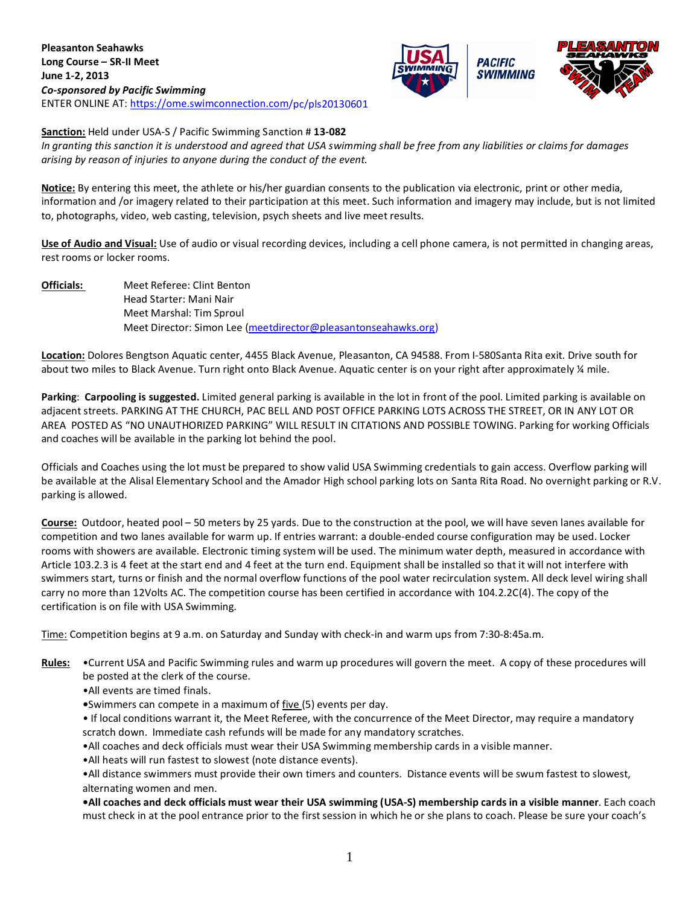**Pleasanton Seahawks**
**Long Course – SR-II Meet**
**June 1-2, 2013**
***Co-sponsored by Pacific Swimming***
ENTER ONLINE AT: https://ome.swimconnection.com/pc/pls20130601

**Sanction:** Held under USA-S / Pacific Swimming Sanction # **13-082**
*In granting this sanction it is understood and agreed that USA swimming shall be free from any liabilities or claims for damages arising by reason of injuries to anyone during the conduct of the event.*

**Notice:** By entering this meet, the athlete or his/her guardian consents to the publication via electronic, print or other media, information and /or imagery related to their participation at this meet. Such information and imagery may include, but is not limited to, photographs, video, web casting, television, psych sheets and live meet results.

**Use of Audio and Visual:** Use of audio or visual recording devices, including a cell phone camera, is not permitted in changing areas, rest rooms or locker rooms.

**Officials:**
Meet Referee: Clint Benton
Head Starter: Mani Nair
Meet Marshal: Tim Sproul
Meet Director: Simon Lee (meetdirector@pleasantonseahawks.org)

**Location:** Dolores Bengtson Aquatic center, 4455 Black Avenue, Pleasanton, CA 94588. From I-580Santa Rita exit. Drive south for about two miles to Black Avenue. Turn right onto Black Avenue. Aquatic center is on your right after approximately ¼ mile.

**Parking**: **Carpooling is suggested.** Limited general parking is available in the lot in front of the pool. Limited parking is available on adjacent streets. PARKING AT THE CHURCH, PAC BELL AND POST OFFICE PARKING LOTS ACROSS THE STREET, OR IN ANY LOT OR AREA POSTED AS "NO UNAUTHORIZED PARKING" WILL RESULT IN CITATIONS AND POSSIBLE TOWING. Parking for working Officials and coaches will be available in the parking lot behind the pool.

Officials and Coaches using the lot must be prepared to show valid USA Swimming credentials to gain access. Overflow parking will be available at the Alisal Elementary School and the Amador High school parking lots on Santa Rita Road. No overnight parking or R.V. parking is allowed.

**Course:** Outdoor, heated pool – 50 meters by 25 yards. Due to the construction at the pool, we will have seven lanes available for competition and two lanes available for warm up. If entries warrant: a double-ended course configuration may be used. Locker rooms with showers are available. Electronic timing system will be used. The minimum water depth, measured in accordance with Article 103.2.3 is 4 feet at the start end and 4 feet at the turn end. Equipment shall be installed so that it will not interfere with swimmers start, turns or finish and the normal overflow functions of the pool water recirculation system. All deck level wiring shall carry no more than 12Volts AC. The competition course has been certified in accordance with 104.2.2C(4). The copy of the certification is on file with USA Swimming.

Time: Competition begins at 9 a.m. on Saturday and Sunday with check-in and warm ups from 7:30-8:45a.m.

**Rules:**
- Current USA and Pacific Swimming rules and warm up procedures will govern the meet. A copy of these procedures will be posted at the clerk of the course.
- All events are timed finals.
- Swimmers can compete in a maximum of five (5) events per day.
- If local conditions warrant it, the Meet Referee, with the concurrence of the Meet Director, may require a mandatory scratch down. Immediate cash refunds will be made for any mandatory scratches.
- All coaches and deck officials must wear their USA Swimming membership cards in a visible manner.
- All heats will run fastest to slowest (note distance events).
- All distance swimmers must provide their own timers and counters. Distance events will be swum fastest to slowest, alternating women and men.
- **All coaches and deck officials must wear their USA swimming (USA-S) membership cards in a visible manner**. Each coach must check in at the pool entrance prior to the first session in which he or she plans to coach. Please be sure your coach's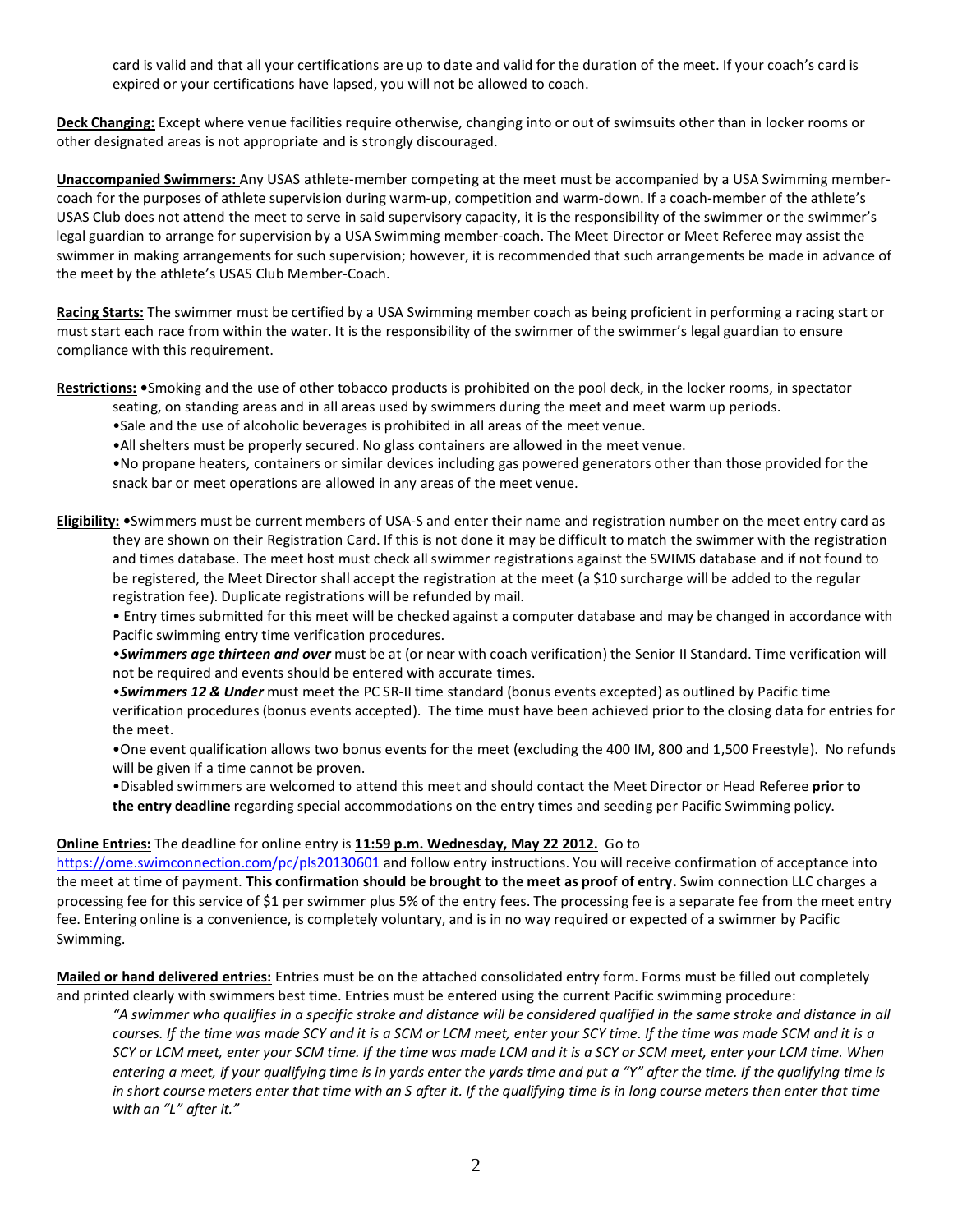card is valid and that all your certifications are up to date and valid for the duration of the meet. If your coach's card is expired or your certifications have lapsed, you will not be allowed to coach.

**Deck Changing:** Except where venue facilities require otherwise, changing into or out of swimsuits other than in locker rooms or other designated areas is not appropriate and is strongly discouraged.

**Unaccompanied Swimmers:** Any USAS athlete-member competing at the meet must be accompanied by a USA Swimming member-coach for the purposes of athlete supervision during warm-up, competition and warm-down. If a coach-member of the athlete's USAS Club does not attend the meet to serve in said supervisory capacity, it is the responsibility of the swimmer or the swimmer's legal guardian to arrange for supervision by a USA Swimming member-coach. The Meet Director or Meet Referee may assist the swimmer in making arrangements for such supervision; however, it is recommended that such arrangements be made in advance of the meet by the athlete's USAS Club Member-Coach.

**Racing Starts:** The swimmer must be certified by a USA Swimming member coach as being proficient in performing a racing start or must start each race from within the water. It is the responsibility of the swimmer of the swimmer's legal guardian to ensure compliance with this requirement.

**Restrictions:**
- Smoking and the use of other tobacco products is prohibited on the pool deck, in the locker rooms, in spectator seating, on standing areas and in all areas used by swimmers during the meet and meet warm up periods.
- Sale and the use of alcoholic beverages is prohibited in all areas of the meet venue.
- All shelters must be properly secured. No glass containers are allowed in the meet venue.
- No propane heaters, containers or similar devices including gas powered generators other than those provided for the snack bar or meet operations are allowed in any areas of the meet venue.

**Eligibility:**
- Swimmers must be current members of USA-S and enter their name and registration number on the meet entry card as they are shown on their Registration Card. If this is not done it may be difficult to match the swimmer with the registration and times database. The meet host must check all swimmer registrations against the SWIMS database and if not found to be registered, the Meet Director shall accept the registration at the meet (a $10 surcharge will be added to the regular registration fee). Duplicate registrations will be refunded by mail.
- Entry times submitted for this meet will be checked against a computer database and may be changed in accordance with Pacific swimming entry time verification procedures.
- ***Swimmers age thirteen and over*** must be at (or near with coach verification) the Senior II Standard. Time verification will not be required and events should be entered with accurate times.
- ***Swimmers 12 & Under*** must meet the PC SR-II time standard (bonus events excepted) as outlined by Pacific time verification procedures (bonus events accepted). The time must have been achieved prior to the closing data for entries for the meet.
- One event qualification allows two bonus events for the meet (excluding the 400 IM, 800 and 1,500 Freestyle). No refunds will be given if a time cannot be proven.
- Disabled swimmers are welcomed to attend this meet and should contact the Meet Director or Head Referee **prior to the entry deadline** regarding special accommodations on the entry times and seeding per Pacific Swimming policy.

**Online Entries:** The deadline for online entry is **11:59 p.m. Wednesday, May 22 2012.** Go to https://ome.swimconnection.com/pc/pls20130601 and follow entry instructions. You will receive confirmation of acceptance into the meet at time of payment. **This confirmation should be brought to the meet as proof of entry.** Swim connection LLC charges a processing fee for this service of $1 per swimmer plus 5% of the entry fees. The processing fee is a separate fee from the meet entry fee. Entering online is a convenience, is completely voluntary, and is in no way required or expected of a swimmer by Pacific Swimming.

**Mailed or hand delivered entries:** Entries must be on the attached consolidated entry form. Forms must be filled out completely and printed clearly with swimmers best time. Entries must be entered using the current Pacific swimming procedure:

*"A swimmer who qualifies in a specific stroke and distance will be considered qualified in the same stroke and distance in all courses. If the time was made SCY and it is a SCM or LCM meet, enter your SCY time. If the time was made SCM and it is a SCY or LCM meet, enter your SCM time. If the time was made LCM and it is a SCY or SCM meet, enter your LCM time. When entering a meet, if your qualifying time is in yards enter the yards time and put a "Y" after the time. If the qualifying time is in short course meters enter that time with an S after it. If the qualifying time is in long course meters then enter that time with an "L" after it."*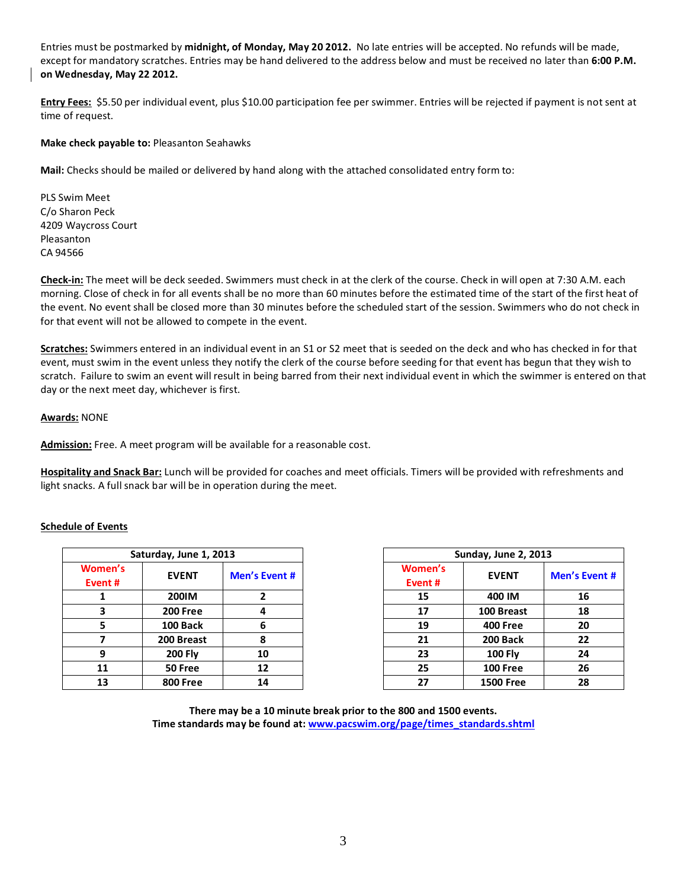Entries must be postmarked by **midnight, of Monday, May 20 2012.** No late entries will be accepted. No refunds will be made, except for mandatory scratches. Entries may be hand delivered to the address below and must be received no later than **6:00 P.M. on Wednesday, May 22 2012.**

**Entry Fees:** $5.50 per individual event, plus $10.00 participation fee per swimmer. Entries will be rejected if payment is not sent at time of request.

**Make check payable to:** Pleasanton Seahawks

**Mail:** Checks should be mailed or delivered by hand along with the attached consolidated entry form to:

PLS Swim Meet
C/o Sharon Peck
4209 Waycross Court
Pleasanton
CA 94566

**Check-in:** The meet will be deck seeded. Swimmers must check in at the clerk of the course. Check in will open at 7:30 A.M. each morning. Close of check in for all events shall be no more than 60 minutes before the estimated time of the start of the first heat of the event. No event shall be closed more than 30 minutes before the scheduled start of the session. Swimmers who do not check in for that event will not be allowed to compete in the event.

**Scratches:** Swimmers entered in an individual event in an S1 or S2 meet that is seeded on the deck and who has checked in for that event, must swim in the event unless they notify the clerk of the course before seeding for that event has begun that they wish to scratch. Failure to swim an event will result in being barred from their next individual event in which the swimmer is entered on that day or the next meet day, whichever is first.

**Awards:** NONE

**Admission:** Free. A meet program will be available for a reasonable cost.

**Hospitality and Snack Bar:** Lunch will be provided for coaches and meet officials. Timers will be provided with refreshments and light snacks. A full snack bar will be in operation during the meet.

**Schedule of Events**

| Saturday, June 1, 2013 | | |
|---|---|---|
| **Women's Event #** | **EVENT** | **Men's Event #** |
| 1 | 200IM | 2 |
| 3 | 200 Free | 4 |
| 5 | 100 Back | 6 |
| 7 | 200 Breast | 8 |
| 9 | 200 Fly | 10 |
| 11 | 50 Free | 12 |
| 13 | 800 Free | 14 |

| Sunday, June 2, 2013 | | |
|---|---|---|
| **Women's Event #** | **EVENT** | **Men's Event #** |
| 15 | 400 IM | 16 |
| 17 | 100 Breast | 18 |
| 19 | 400 Free | 20 |
| 21 | 200 Back | 22 |
| 23 | 100 Fly | 24 |
| 25 | 100 Free | 26 |
| 27 | 1500 Free | 28 |

**There may be a 10 minute break prior to the 800 and 1500 events.**
**Time standards may be found at: www.pacswim.org/page/times_standards.shtml**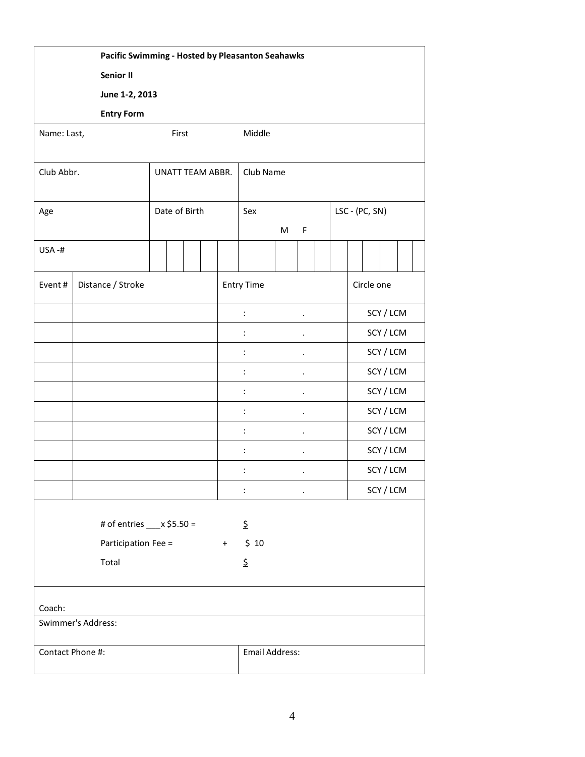**Pacific Swimming - Hosted by Pleasanton Seahawks**

**Senior II**

**June 1-2, 2013**

**Entry Form**

| | | | |
|---|---|---|---|
| Name: Last, | First | Middle | |
| Club Abbr. | UNATT TEAM ABBR. | Club Name | |
| Age | Date of Birth | Sex M F | LSC - (PC, SN) |
| USA -# | | | |

| Event # | Distance / Stroke | Entry Time | Circle one |
|---|---|---|---|
| | | : . | SCY / LCM |
| | | : . | SCY / LCM |
| | | : . | SCY / LCM |
| | | : . | SCY / LCM |
| | | : . | SCY / LCM |
| | | : . | SCY / LCM |
| | | : . | SCY / LCM |
| | | : . | SCY / LCM |
| | | : . | SCY / LCM |
| | | : . | SCY / LCM |

# of entries ___x $5.50 = $

Participation Fee = + $ 10

Total $

Coach:

Swimmer's Address:

| | |
|---|---|
| Contact Phone #: | Email Address: |